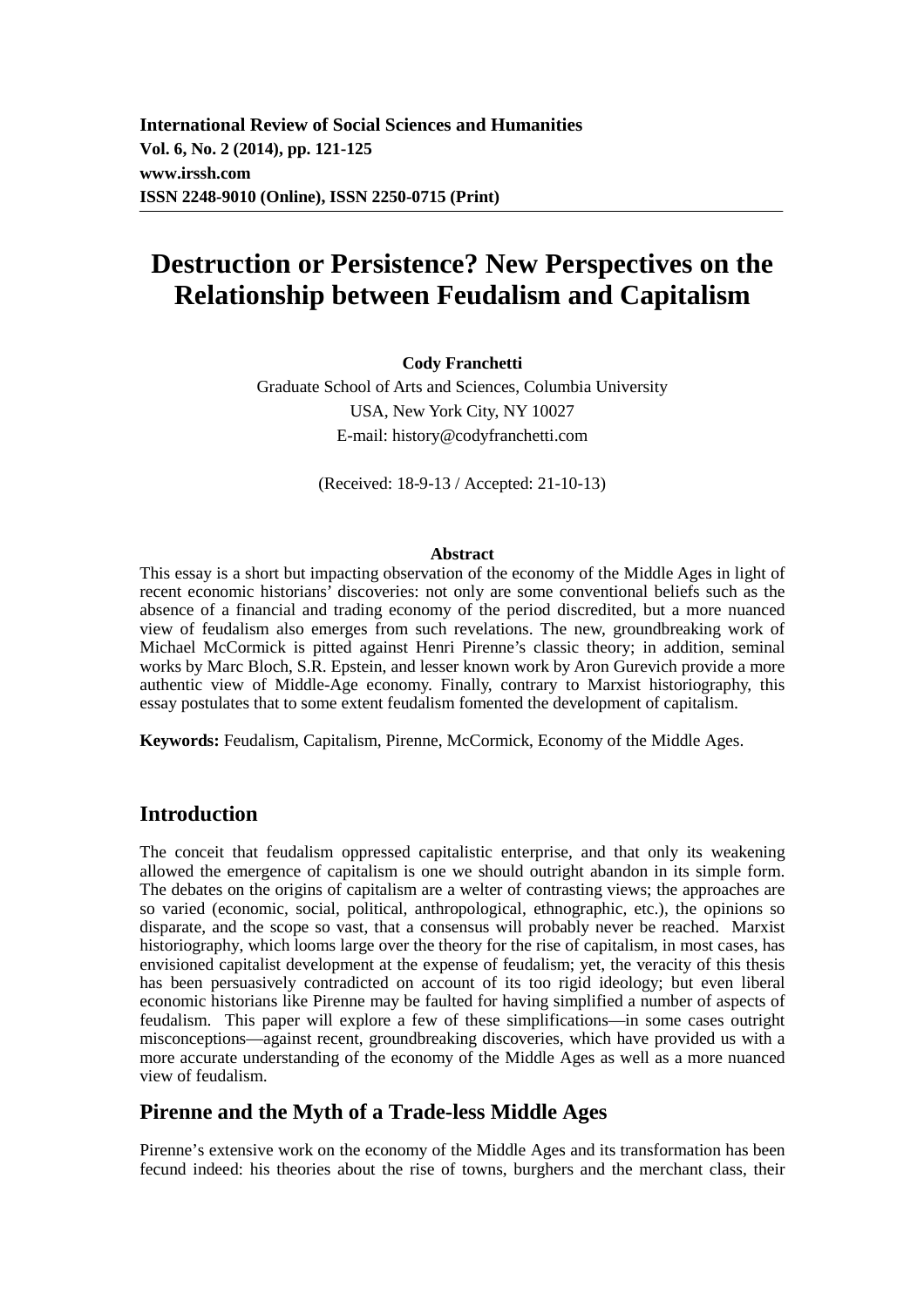**International Review of Social Sciences and Humanities**
**Vol. 6, No. 2 (2014), pp. 121-125**
**www.irssh.com**
**ISSN 2248-9010 (Online), ISSN 2250-0715 (Print)**

# Destruction or Persistence? New Perspectives on the Relationship between Feudalism and Capitalism

**Cody Franchetti**

Graduate School of Arts and Sciences, Columbia University
USA, New York City, NY 10027
E-mail: history@codyfranchetti.com

(Received: 18-9-13 / Accepted: 21-10-13)

### Abstract

This essay is a short but impacting observation of the economy of the Middle Ages in light of recent economic historians' discoveries: not only are some conventional beliefs such as the absence of a financial and trading economy of the period discredited, but a more nuanced view of feudalism also emerges from such revelations. The new, groundbreaking work of Michael McCormick is pitted against Henri Pirenne's classic theory; in addition, seminal works by Marc Bloch, S.R. Epstein, and lesser known work by Aron Gurevich provide a more authentic view of Middle-Age economy. Finally, contrary to Marxist historiography, this essay postulates that to some extent feudalism fomented the development of capitalism.

**Keywords:** Feudalism, Capitalism, Pirenne, McCormick, Economy of the Middle Ages.

## Introduction

The conceit that feudalism oppressed capitalistic enterprise, and that only its weakening allowed the emergence of capitalism is one we should outright abandon in its simple form. The debates on the origins of capitalism are a welter of contrasting views; the approaches are so varied (economic, social, political, anthropological, ethnographic, etc.), the opinions so disparate, and the scope so vast, that a consensus will probably never be reached. Marxist historiography, which looms large over the theory for the rise of capitalism, in most cases, has envisioned capitalist development at the expense of feudalism; yet, the veracity of this thesis has been persuasively contradicted on account of its too rigid ideology; but even liberal economic historians like Pirenne may be faulted for having simplified a number of aspects of feudalism. This paper will explore a few of these simplifications—in some cases outright misconceptions—against recent, groundbreaking discoveries, which have provided us with a more accurate understanding of the economy of the Middle Ages as well as a more nuanced view of feudalism.

## Pirenne and the Myth of a Trade-less Middle Ages

Pirenne's extensive work on the economy of the Middle Ages and its transformation has been fecund indeed: his theories about the rise of towns, burghers and the merchant class, their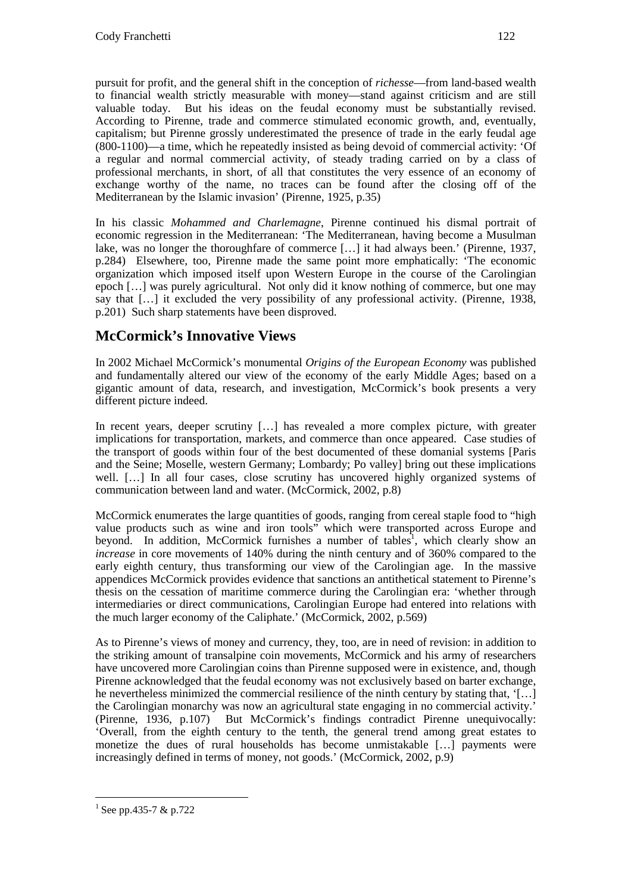pursuit for profit, and the general shift in the conception of *richesse*—from land-based wealth to financial wealth strictly measurable with money—stand against criticism and are still valuable today. But his ideas on the feudal economy must be substantially revised. According to Pirenne, trade and commerce stimulated economic growth, and, eventually, capitalism; but Pirenne grossly underestimated the presence of trade in the early feudal age (800-1100)—a time, which he repeatedly insisted as being devoid of commercial activity: 'Of a regular and normal commercial activity, of steady trading carried on by a class of professional merchants, in short, of all that constitutes the very essence of an economy of exchange worthy of the name, no traces can be found after the closing off of the Mediterranean by the Islamic invasion' (Pirenne, 1925, p.35)

In his classic *Mohammed and Charlemagne*, Pirenne continued his dismal portrait of economic regression in the Mediterranean: 'The Mediterranean, having become a Musulman lake, was no longer the thoroughfare of commerce […] it had always been.' (Pirenne, 1937, p.284) Elsewhere, too, Pirenne made the same point more emphatically: 'The economic organization which imposed itself upon Western Europe in the course of the Carolingian epoch […] was purely agricultural. Not only did it know nothing of commerce, but one may say that […] it excluded the very possibility of any professional activity. (Pirenne, 1938, p.201) Such sharp statements have been disproved.

## McCormick's Innovative Views

In 2002 Michael McCormick's monumental *Origins of the European Economy* was published and fundamentally altered our view of the economy of the early Middle Ages; based on a gigantic amount of data, research, and investigation, McCormick's book presents a very different picture indeed.

In recent years, deeper scrutiny […] has revealed a more complex picture, with greater implications for transportation, markets, and commerce than once appeared. Case studies of the transport of goods within four of the best documented of these domanial systems [Paris and the Seine; Moselle, western Germany; Lombardy; Po valley] bring out these implications well. […] In all four cases, close scrutiny has uncovered highly organized systems of communication between land and water. (McCormick, 2002, p.8)

McCormick enumerates the large quantities of goods, ranging from cereal staple food to "high value products such as wine and iron tools" which were transported across Europe and beyond. In addition, McCormick furnishes a number of tables[1], which clearly show an *increase* in core movements of 140% during the ninth century and of 360% compared to the early eighth century, thus transforming our view of the Carolingian age. In the massive appendices McCormick provides evidence that sanctions an antithetical statement to Pirenne's thesis on the cessation of maritime commerce during the Carolingian era: 'whether through intermediaries or direct communications, Carolingian Europe had entered into relations with the much larger economy of the Caliphate.' (McCormick, 2002, p.569)

As to Pirenne's views of money and currency, they, too, are in need of revision: in addition to the striking amount of transalpine coin movements, McCormick and his army of researchers have uncovered more Carolingian coins than Pirenne supposed were in existence, and, though Pirenne acknowledged that the feudal economy was not exclusively based on barter exchange, he nevertheless minimized the commercial resilience of the ninth century by stating that, '[…] the Carolingian monarchy was now an agricultural state engaging in no commercial activity.' (Pirenne, 1936, p.107) But McCormick's findings contradict Pirenne unequivocally: 'Overall, from the eighth century to the tenth, the general trend among great estates to monetize the dues of rural households has become unmistakable […] payments were increasingly defined in terms of money, not goods.' (McCormick, 2002, p.9)

[1] See pp.435-7 & p.722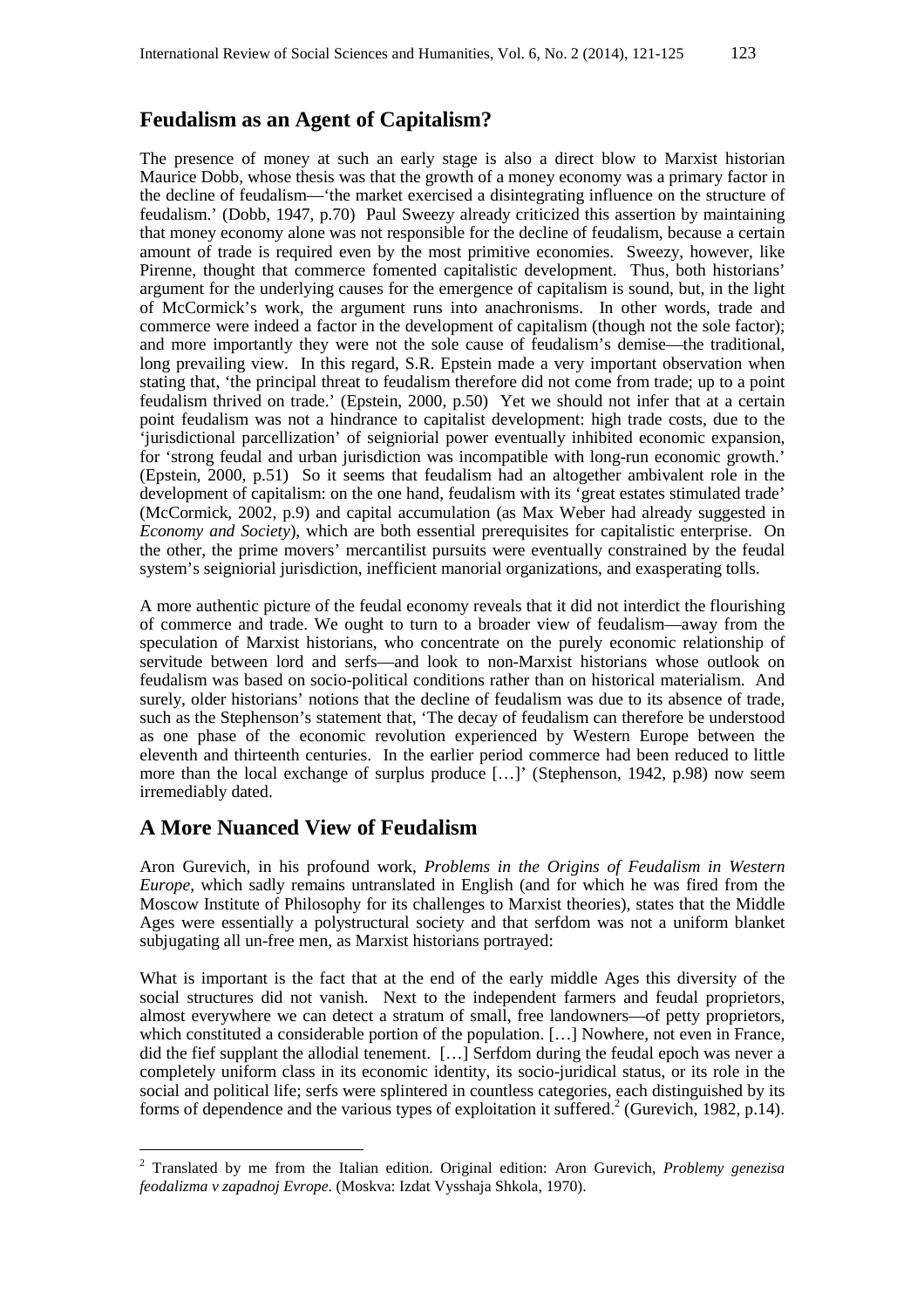## Feudalism as an Agent of Capitalism?

The presence of money at such an early stage is also a direct blow to Marxist historian Maurice Dobb, whose thesis was that the growth of a money economy was a primary factor in the decline of feudalism—'the market exercised a disintegrating influence on the structure of feudalism.' (Dobb, 1947, p.70) Paul Sweezy already criticized this assertion by maintaining that money economy alone was not responsible for the decline of feudalism, because a certain amount of trade is required even by the most primitive economies. Sweezy, however, like Pirenne, thought that commerce fomented capitalistic development. Thus, both historians' argument for the underlying causes for the emergence of capitalism is sound, but, in the light of McCormick's work, the argument runs into anachronisms. In other words, trade and commerce were indeed a factor in the development of capitalism (though not the sole factor); and more importantly they were not the sole cause of feudalism's demise—the traditional, long prevailing view. In this regard, S.R. Epstein made a very important observation when stating that, 'the principal threat to feudalism therefore did not come from trade; up to a point feudalism thrived on trade.' (Epstein, 2000, p.50) Yet we should not infer that at a certain point feudalism was not a hindrance to capitalist development: high trade costs, due to the 'jurisdictional parcellization' of seigniorial power eventually inhibited economic expansion, for 'strong feudal and urban jurisdiction was incompatible with long-run economic growth.' (Epstein, 2000, p.51) So it seems that feudalism had an altogether ambivalent role in the development of capitalism: on the one hand, feudalism with its 'great estates stimulated trade' (McCormick, 2002, p.9) and capital accumulation (as Max Weber had already suggested in *Economy and Society*), which are both essential prerequisites for capitalistic enterprise. On the other, the prime movers' mercantilist pursuits were eventually constrained by the feudal system's seigniorial jurisdiction, inefficient manorial organizations, and exasperating tolls.

A more authentic picture of the feudal economy reveals that it did not interdict the flourishing of commerce and trade. We ought to turn to a broader view of feudalism—away from the speculation of Marxist historians, who concentrate on the purely economic relationship of servitude between lord and serfs—and look to non-Marxist historians whose outlook on feudalism was based on socio-political conditions rather than on historical materialism. And surely, older historians' notions that the decline of feudalism was due to its absence of trade, such as the Stephenson's statement that, 'The decay of feudalism can therefore be understood as one phase of the economic revolution experienced by Western Europe between the eleventh and thirteenth centuries. In the earlier period commerce had been reduced to little more than the local exchange of surplus produce […]' (Stephenson, 1942, p.98) now seem irremediably dated.

## A More Nuanced View of Feudalism

Aron Gurevich, in his profound work, *Problems in the Origins of Feudalism in Western Europe*, which sadly remains untranslated in English (and for which he was fired from the Moscow Institute of Philosophy for its challenges to Marxist theories), states that the Middle Ages were essentially a polystructural society and that serfdom was not a uniform blanket subjugating all un-free men, as Marxist historians portrayed:

What is important is the fact that at the end of the early middle Ages this diversity of the social structures did not vanish. Next to the independent farmers and feudal proprietors, almost everywhere we can detect a stratum of small, free landowners—of petty proprietors, which constituted a considerable portion of the population. […] Nowhere, not even in France, did the fief supplant the allodial tenement. […] Serfdom during the feudal epoch was never a completely uniform class in its economic identity, its socio-juridical status, or its role in the social and political life; serfs were splintered in countless categories, each distinguished by its forms of dependence and the various types of exploitation it suffered.[2] (Gurevich, 1982, p.14).

---

[2] Translated by me from the Italian edition. Original edition: Aron Gurevich, *Problemy genezisa feodalizma v zapadnoj Evrope*. (Moskva: Izdat Vysshaja Shkola, 1970).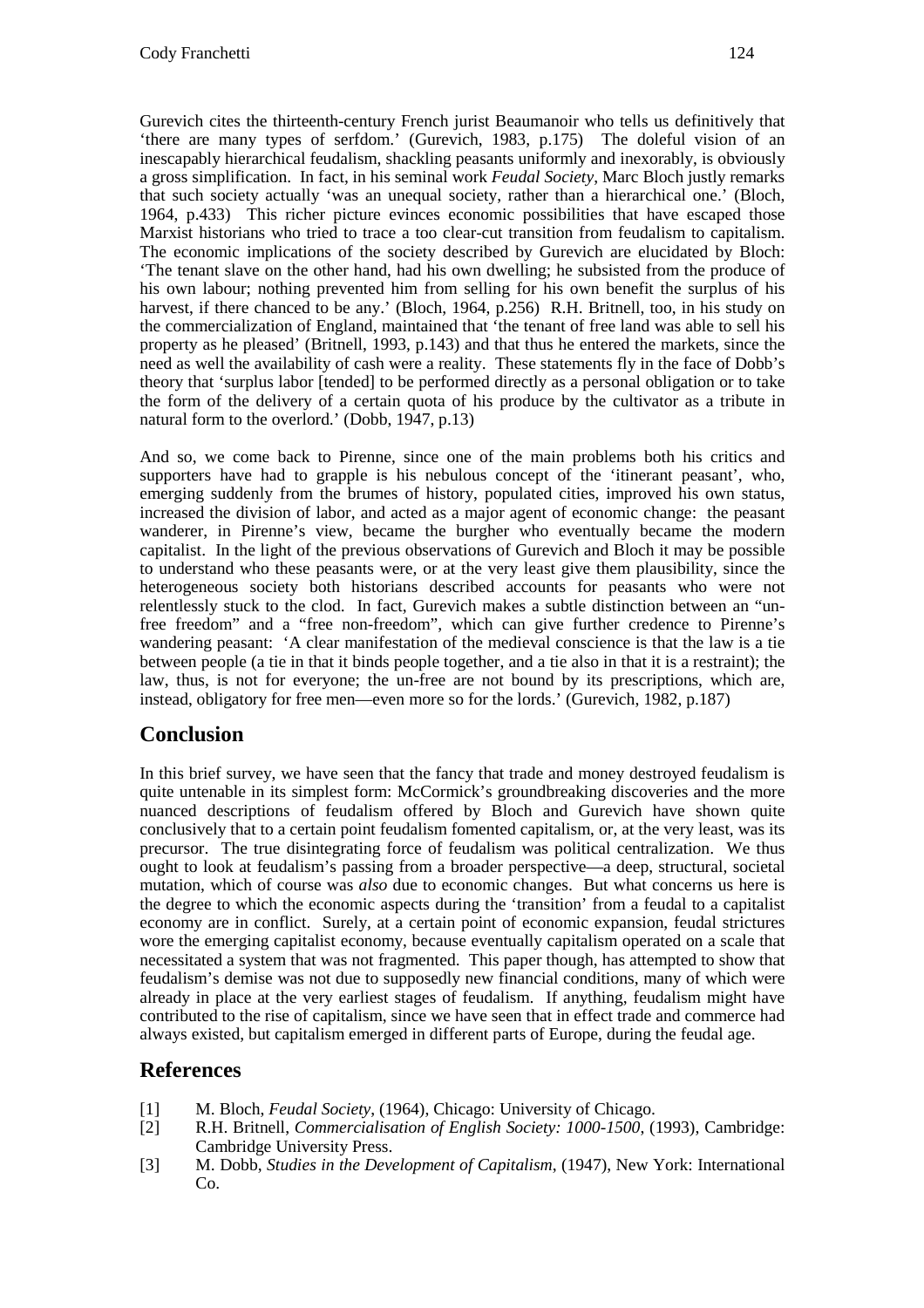Gurevich cites the thirteenth-century French jurist Beaumanoir who tells us definitively that 'there are many types of serfdom.' (Gurevich, 1983, p.175) The doleful vision of an inescapably hierarchical feudalism, shackling peasants uniformly and inexorably, is obviously a gross simplification. In fact, in his seminal work *Feudal Society*, Marc Bloch justly remarks that such society actually 'was an unequal society, rather than a hierarchical one.' (Bloch, 1964, p.433) This richer picture evinces economic possibilities that have escaped those Marxist historians who tried to trace a too clear-cut transition from feudalism to capitalism. The economic implications of the society described by Gurevich are elucidated by Bloch: 'The tenant slave on the other hand, had his own dwelling; he subsisted from the produce of his own labour; nothing prevented him from selling for his own benefit the surplus of his harvest, if there chanced to be any.' (Bloch, 1964, p.256) R.H. Britnell, too, in his study on the commercialization of England, maintained that 'the tenant of free land was able to sell his property as he pleased' (Britnell, 1993, p.143) and that thus he entered the markets, since the need as well the availability of cash were a reality. These statements fly in the face of Dobb's theory that 'surplus labor [tended] to be performed directly as a personal obligation or to take the form of the delivery of a certain quota of his produce by the cultivator as a tribute in natural form to the overlord.' (Dobb, 1947, p.13)

And so, we come back to Pirenne, since one of the main problems both his critics and supporters have had to grapple is his nebulous concept of the 'itinerant peasant', who, emerging suddenly from the brumes of history, populated cities, improved his own status, increased the division of labor, and acted as a major agent of economic change: the peasant wanderer, in Pirenne's view, became the burgher who eventually became the modern capitalist. In the light of the previous observations of Gurevich and Bloch it may be possible to understand who these peasants were, or at the very least give them plausibility, since the heterogeneous society both historians described accounts for peasants who were not relentlessly stuck to the clod. In fact, Gurevich makes a subtle distinction between an "un-free freedom" and a "free non-freedom", which can give further credence to Pirenne's wandering peasant: 'A clear manifestation of the medieval conscience is that the law is a tie between people (a tie in that it binds people together, and a tie also in that it is a restraint); the law, thus, is not for everyone; the un-free are not bound by its prescriptions, which are, instead, obligatory for free men—even more so for the lords.' (Gurevich, 1982, p.187)

## Conclusion

In this brief survey, we have seen that the fancy that trade and money destroyed feudalism is quite untenable in its simplest form: McCormick's groundbreaking discoveries and the more nuanced descriptions of feudalism offered by Bloch and Gurevich have shown quite conclusively that to a certain point feudalism fomented capitalism, or, at the very least, was its precursor. The true disintegrating force of feudalism was political centralization. We thus ought to look at feudalism's passing from a broader perspective—a deep, structural, societal mutation, which of course was *also* due to economic changes. But what concerns us here is the degree to which the economic aspects during the 'transition' from a feudal to a capitalist economy are in conflict. Surely, at a certain point of economic expansion, feudal strictures wore the emerging capitalist economy, because eventually capitalism operated on a scale that necessitated a system that was not fragmented. This paper though, has attempted to show that feudalism's demise was not due to supposedly new financial conditions, many of which were already in place at the very earliest stages of feudalism. If anything, feudalism might have contributed to the rise of capitalism, since we have seen that in effect trade and commerce had always existed, but capitalism emerged in different parts of Europe, during the feudal age.

## References

[1] M. Bloch, *Feudal Society*, (1964), Chicago: University of Chicago.

[2] R.H. Britnell, *Commercialisation of English Society: 1000-1500*, (1993), Cambridge: Cambridge University Press.

[3] M. Dobb, *Studies in the Development of Capitalism*, (1947), New York: International Co.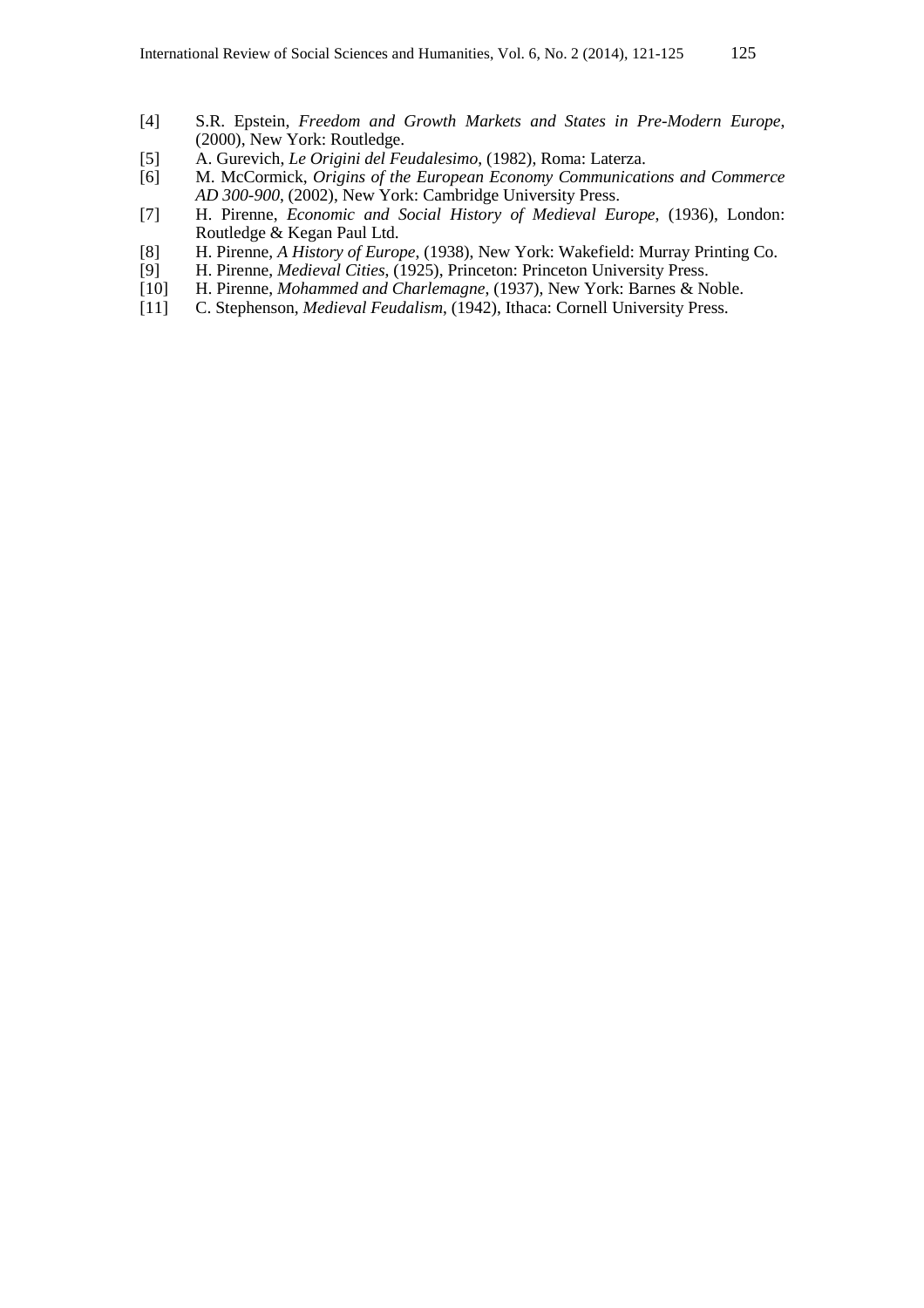[4] S.R. Epstein, *Freedom and Growth Markets and States in Pre-Modern Europe*, (2000), New York: Routledge.

[5] A. Gurevich, *Le Origini del Feudalesimo*, (1982), Roma: Laterza.

[6] M. McCormick, *Origins of the European Economy Communications and Commerce AD 300-900*, (2002), New York: Cambridge University Press.

[7] H. Pirenne, *Economic and Social History of Medieval Europe*, (1936), London: Routledge & Kegan Paul Ltd.

[8] H. Pirenne, *A History of Europe*, (1938), New York: Wakefield: Murray Printing Co.

[9] H. Pirenne, *Medieval Cities*, (1925), Princeton: Princeton University Press.

[10] H. Pirenne, *Mohammed and Charlemagne*, (1937), New York: Barnes & Noble.

[11] C. Stephenson, *Medieval Feudalism*, (1942), Ithaca: Cornell University Press.